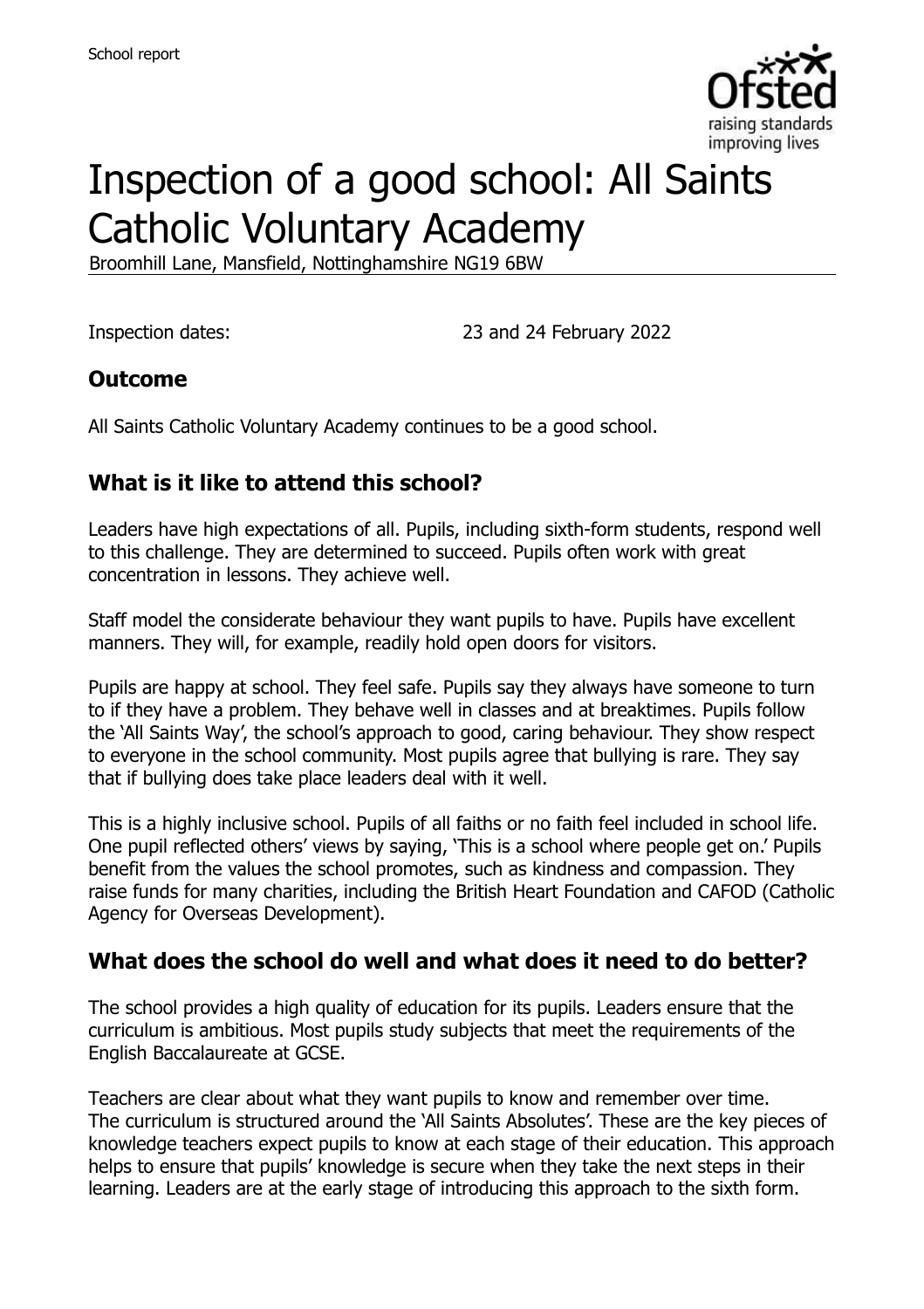School report

# Inspection of a good school: All Saints Catholic Voluntary Academy

Broomhill Lane, Mansfield, Nottinghamshire NG19 6BW

Inspection dates: 23 and 24 February 2022

## Outcome

All Saints Catholic Voluntary Academy continues to be a good school.

## What is it like to attend this school?

Leaders have high expectations of all. Pupils, including sixth-form students, respond well to this challenge. They are determined to succeed. Pupils often work with great concentration in lessons. They achieve well.

Staff model the considerate behaviour they want pupils to have. Pupils have excellent manners. They will, for example, readily hold open doors for visitors.

Pupils are happy at school. They feel safe. Pupils say they always have someone to turn to if they have a problem. They behave well in classes and at breaktimes. Pupils follow the 'All Saints Way', the school's approach to good, caring behaviour. They show respect to everyone in the school community. Most pupils agree that bullying is rare. They say that if bullying does take place leaders deal with it well.

This is a highly inclusive school. Pupils of all faiths or no faith feel included in school life. One pupil reflected others' views by saying, 'This is a school where people get on.' Pupils benefit from the values the school promotes, such as kindness and compassion. They raise funds for many charities, including the British Heart Foundation and CAFOD (Catholic Agency for Overseas Development).

## What does the school do well and what does it need to do better?

The school provides a high quality of education for its pupils. Leaders ensure that the curriculum is ambitious. Most pupils study subjects that meet the requirements of the English Baccalaureate at GCSE.

Teachers are clear about what they want pupils to know and remember over time. The curriculum is structured around the 'All Saints Absolutes'. These are the key pieces of knowledge teachers expect pupils to know at each stage of their education. This approach helps to ensure that pupils' knowledge is secure when they take the next steps in their learning. Leaders are at the early stage of introducing this approach to the sixth form.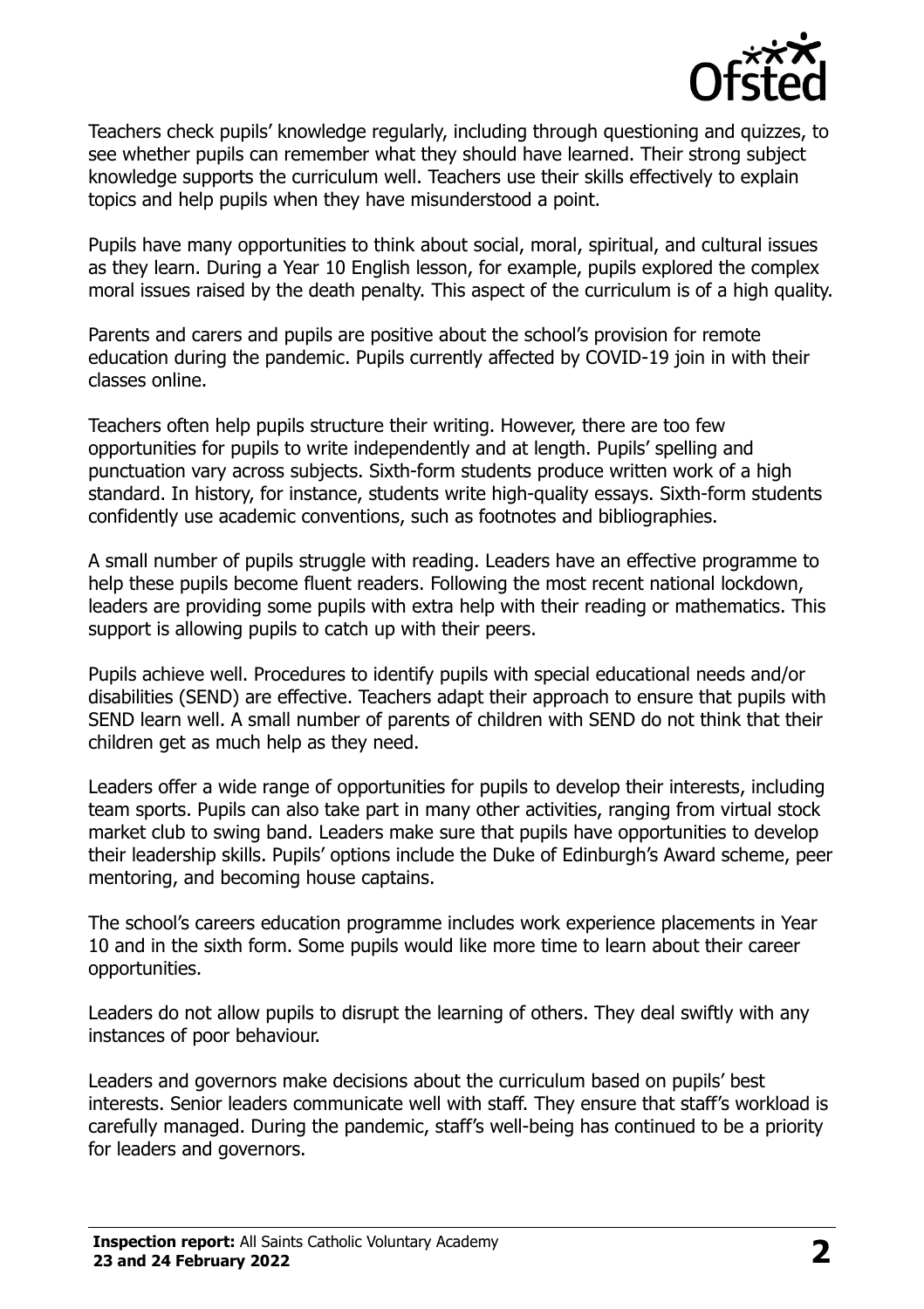Teachers check pupils' knowledge regularly, including through questioning and quizzes, to see whether pupils can remember what they should have learned. Their strong subject knowledge supports the curriculum well. Teachers use their skills effectively to explain topics and help pupils when they have misunderstood a point.

Pupils have many opportunities to think about social, moral, spiritual, and cultural issues as they learn. During a Year 10 English lesson, for example, pupils explored the complex moral issues raised by the death penalty. This aspect of the curriculum is of a high quality.

Parents and carers and pupils are positive about the school's provision for remote education during the pandemic. Pupils currently affected by COVID-19 join in with their classes online.

Teachers often help pupils structure their writing. However, there are too few opportunities for pupils to write independently and at length. Pupils' spelling and punctuation vary across subjects. Sixth-form students produce written work of a high standard. In history, for instance, students write high-quality essays. Sixth-form students confidently use academic conventions, such as footnotes and bibliographies.

A small number of pupils struggle with reading. Leaders have an effective programme to help these pupils become fluent readers. Following the most recent national lockdown, leaders are providing some pupils with extra help with their reading or mathematics. This support is allowing pupils to catch up with their peers.

Pupils achieve well. Procedures to identify pupils with special educational needs and/or disabilities (SEND) are effective. Teachers adapt their approach to ensure that pupils with SEND learn well. A small number of parents of children with SEND do not think that their children get as much help as they need.

Leaders offer a wide range of opportunities for pupils to develop their interests, including team sports. Pupils can also take part in many other activities, ranging from virtual stock market club to swing band. Leaders make sure that pupils have opportunities to develop their leadership skills. Pupils' options include the Duke of Edinburgh's Award scheme, peer mentoring, and becoming house captains.

The school's careers education programme includes work experience placements in Year 10 and in the sixth form. Some pupils would like more time to learn about their career opportunities.

Leaders do not allow pupils to disrupt the learning of others. They deal swiftly with any instances of poor behaviour.

Leaders and governors make decisions about the curriculum based on pupils' best interests. Senior leaders communicate well with staff. They ensure that staff's workload is carefully managed. During the pandemic, staff's well-being has continued to be a priority for leaders and governors.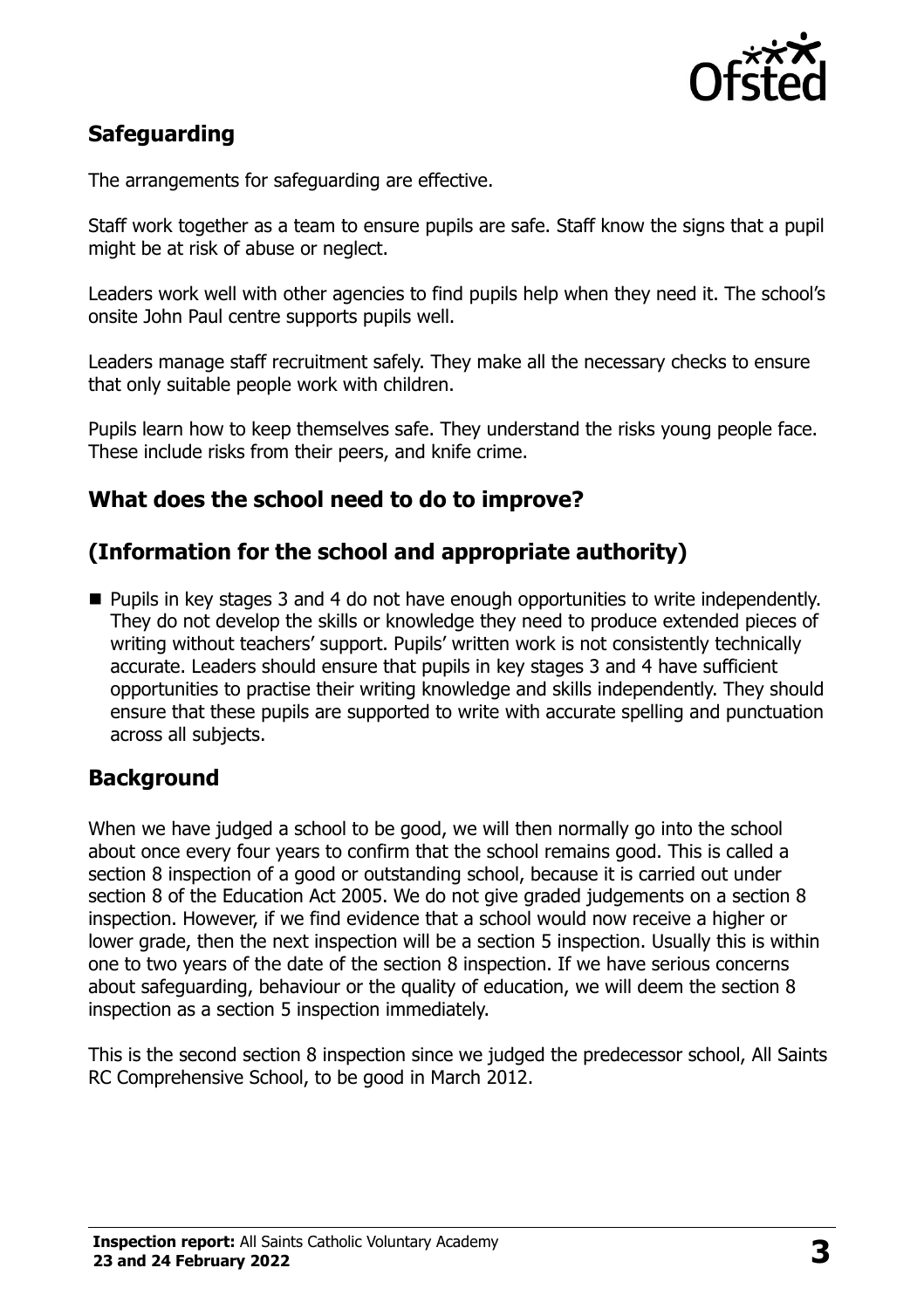## Safeguarding

The arrangements for safeguarding are effective.

Staff work together as a team to ensure pupils are safe. Staff know the signs that a pupil might be at risk of abuse or neglect.

Leaders work well with other agencies to find pupils help when they need it. The school's onsite John Paul centre supports pupils well.

Leaders manage staff recruitment safely. They make all the necessary checks to ensure that only suitable people work with children.

Pupils learn how to keep themselves safe. They understand the risks young people face. These include risks from their peers, and knife crime.

## What does the school need to do to improve?

## (Information for the school and appropriate authority)

- Pupils in key stages 3 and 4 do not have enough opportunities to write independently. They do not develop the skills or knowledge they need to produce extended pieces of writing without teachers' support. Pupils' written work is not consistently technically accurate. Leaders should ensure that pupils in key stages 3 and 4 have sufficient opportunities to practise their writing knowledge and skills independently. They should ensure that these pupils are supported to write with accurate spelling and punctuation across all subjects.

## Background

When we have judged a school to be good, we will then normally go into the school about once every four years to confirm that the school remains good. This is called a section 8 inspection of a good or outstanding school, because it is carried out under section 8 of the Education Act 2005. We do not give graded judgements on a section 8 inspection. However, if we find evidence that a school would now receive a higher or lower grade, then the next inspection will be a section 5 inspection. Usually this is within one to two years of the date of the section 8 inspection. If we have serious concerns about safeguarding, behaviour or the quality of education, we will deem the section 8 inspection as a section 5 inspection immediately.

This is the second section 8 inspection since we judged the predecessor school, All Saints RC Comprehensive School, to be good in March 2012.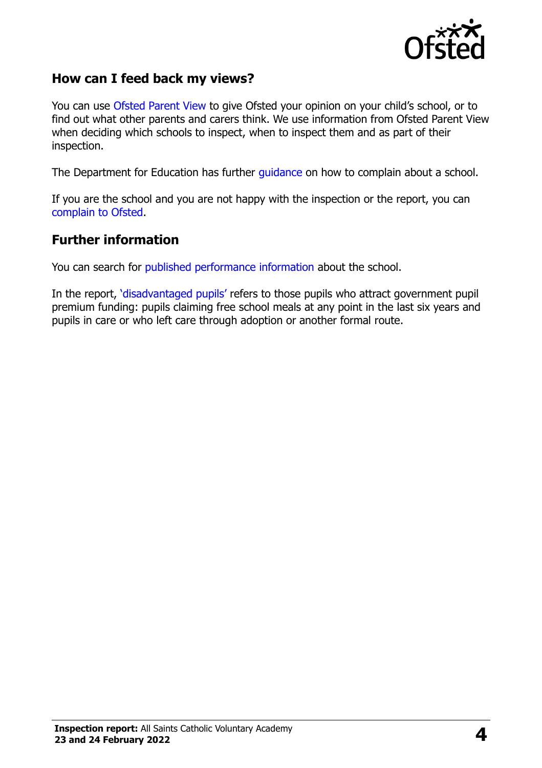## How can I feed back my views?

You can use Ofsted Parent View to give Ofsted your opinion on your child's school, or to find out what other parents and carers think. We use information from Ofsted Parent View when deciding which schools to inspect, when to inspect them and as part of their inspection.

The Department for Education has further guidance on how to complain about a school.

If you are the school and you are not happy with the inspection or the report, you can complain to Ofsted.

## Further information

You can search for published performance information about the school.

In the report, 'disadvantaged pupils' refers to those pupils who attract government pupil premium funding: pupils claiming free school meals at any point in the last six years and pupils in care or who left care through adoption or another formal route.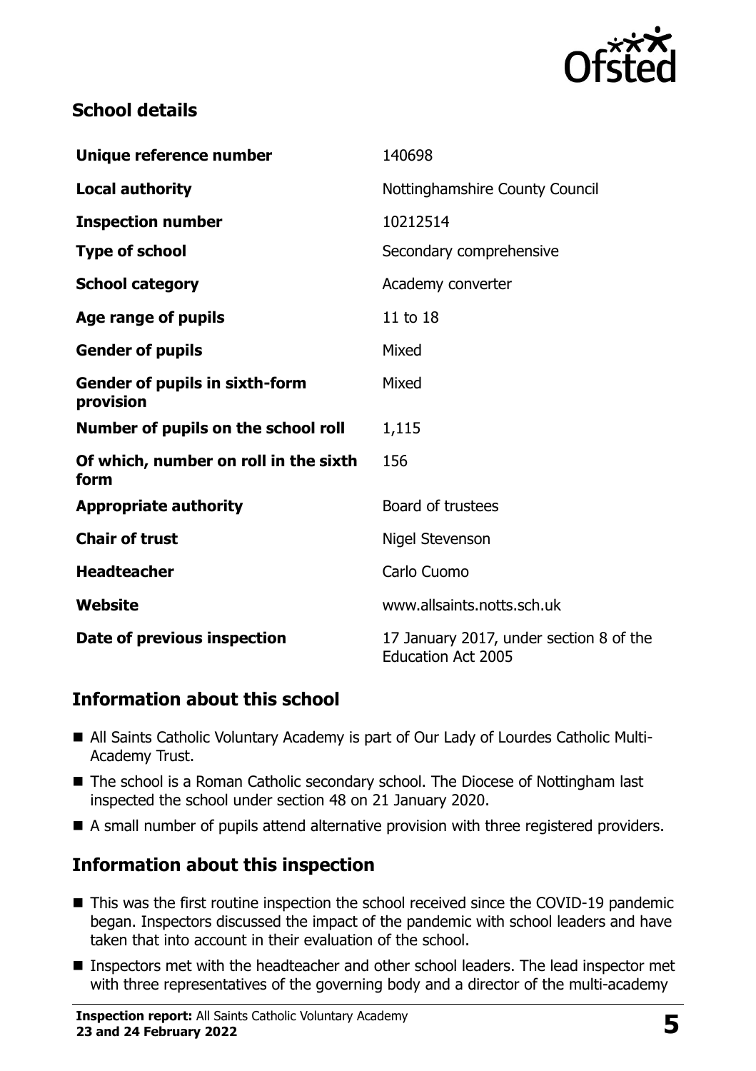## School details

| | |
|---|---|
| **Unique reference number** | 140698 |
| **Local authority** | Nottinghamshire County Council |
| **Inspection number** | 10212514 |
| **Type of school** | Secondary comprehensive |
| **School category** | Academy converter |
| **Age range of pupils** | 11 to 18 |
| **Gender of pupils** | Mixed |
| **Gender of pupils in sixth-form provision** | Mixed |
| **Number of pupils on the school roll** | 1,115 |
| **Of which, number on roll in the sixth form** | 156 |
| **Appropriate authority** | Board of trustees |
| **Chair of trust** | Nigel Stevenson |
| **Headteacher** | Carlo Cuomo |
| **Website** | www.allsaints.notts.sch.uk |
| **Date of previous inspection** | 17 January 2017, under section 8 of the Education Act 2005 |

## Information about this school

- All Saints Catholic Voluntary Academy is part of Our Lady of Lourdes Catholic Multi-Academy Trust.
- The school is a Roman Catholic secondary school. The Diocese of Nottingham last inspected the school under section 48 on 21 January 2020.
- A small number of pupils attend alternative provision with three registered providers.

## Information about this inspection

- This was the first routine inspection the school received since the COVID-19 pandemic began. Inspectors discussed the impact of the pandemic with school leaders and have taken that into account in their evaluation of the school.
- Inspectors met with the headteacher and other school leaders. The lead inspector met with three representatives of the governing body and a director of the multi-academy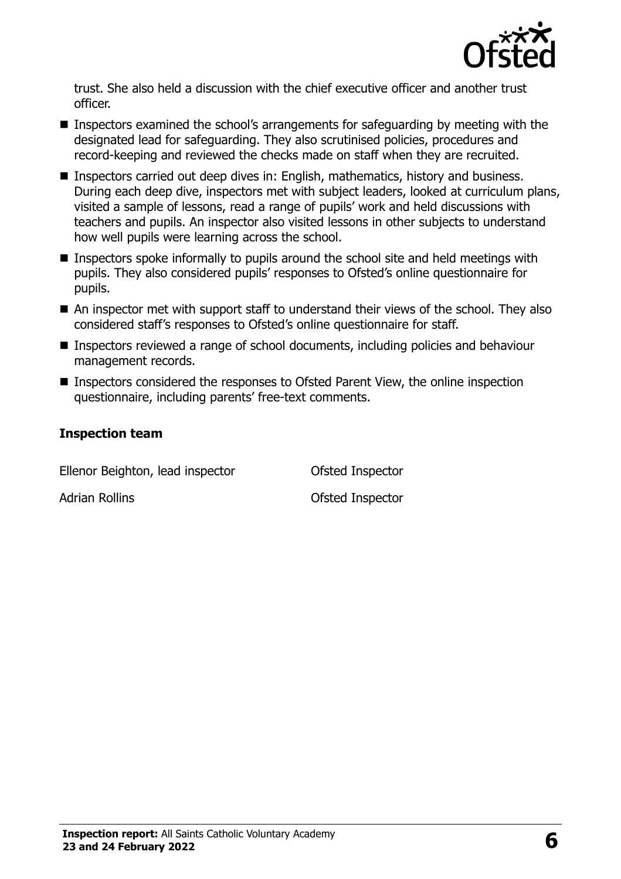trust. She also held a discussion with the chief executive officer and another trust officer.

- Inspectors examined the school's arrangements for safeguarding by meeting with the designated lead for safeguarding. They also scrutinised policies, procedures and record-keeping and reviewed the checks made on staff when they are recruited.
- Inspectors carried out deep dives in: English, mathematics, history and business. During each deep dive, inspectors met with subject leaders, looked at curriculum plans, visited a sample of lessons, read a range of pupils' work and held discussions with teachers and pupils. An inspector also visited lessons in other subjects to understand how well pupils were learning across the school.
- Inspectors spoke informally to pupils around the school site and held meetings with pupils. They also considered pupils' responses to Ofsted's online questionnaire for pupils.
- An inspector met with support staff to understand their views of the school. They also considered staff's responses to Ofsted's online questionnaire for staff.
- Inspectors reviewed a range of school documents, including policies and behaviour management records.
- Inspectors considered the responses to Ofsted Parent View, the online inspection questionnaire, including parents' free-text comments.

### Inspection team

| | |
|---|---|
| Ellenor Beighton, lead inspector | Ofsted Inspector |
| Adrian Rollins | Ofsted Inspector |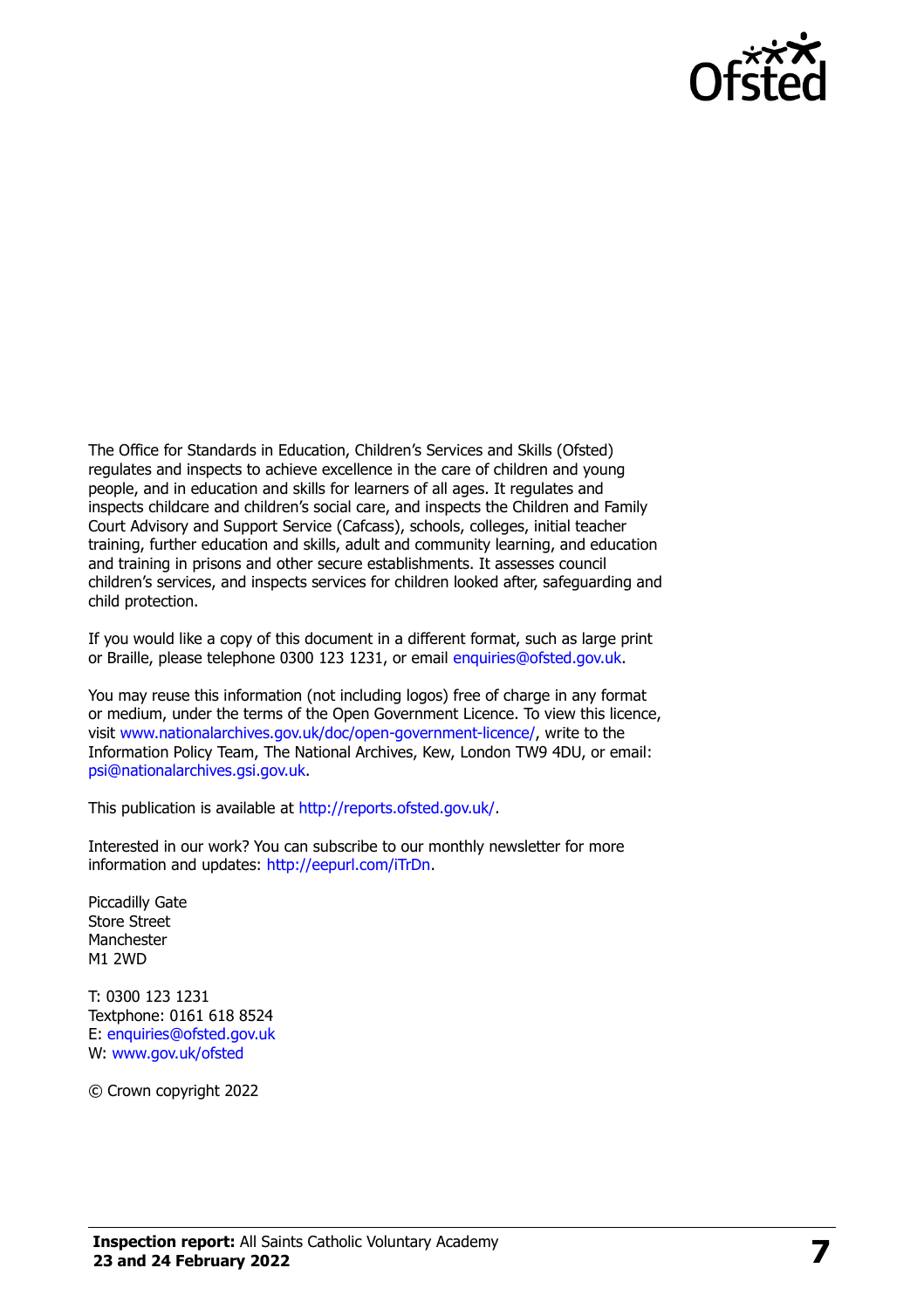The Office for Standards in Education, Children's Services and Skills (Ofsted) regulates and inspects to achieve excellence in the care of children and young people, and in education and skills for learners of all ages. It regulates and inspects childcare and children's social care, and inspects the Children and Family Court Advisory and Support Service (Cafcass), schools, colleges, initial teacher training, further education and skills, adult and community learning, and education and training in prisons and other secure establishments. It assesses council children's services, and inspects services for children looked after, safeguarding and child protection.

If you would like a copy of this document in a different format, such as large print or Braille, please telephone 0300 123 1231, or email enquiries@ofsted.gov.uk.

You may reuse this information (not including logos) free of charge in any format or medium, under the terms of the Open Government Licence. To view this licence, visit www.nationalarchives.gov.uk/doc/open-government-licence/, write to the Information Policy Team, The National Archives, Kew, London TW9 4DU, or email: psi@nationalarchives.gsi.gov.uk.

This publication is available at http://reports.ofsted.gov.uk/.

Interested in our work? You can subscribe to our monthly newsletter for more information and updates: http://eepurl.com/iTrDn.

Piccadilly Gate
Store Street
Manchester
M1 2WD

T: 0300 123 1231
Textphone: 0161 618 8524
E: enquiries@ofsted.gov.uk
W: www.gov.uk/ofsted

© Crown copyright 2022